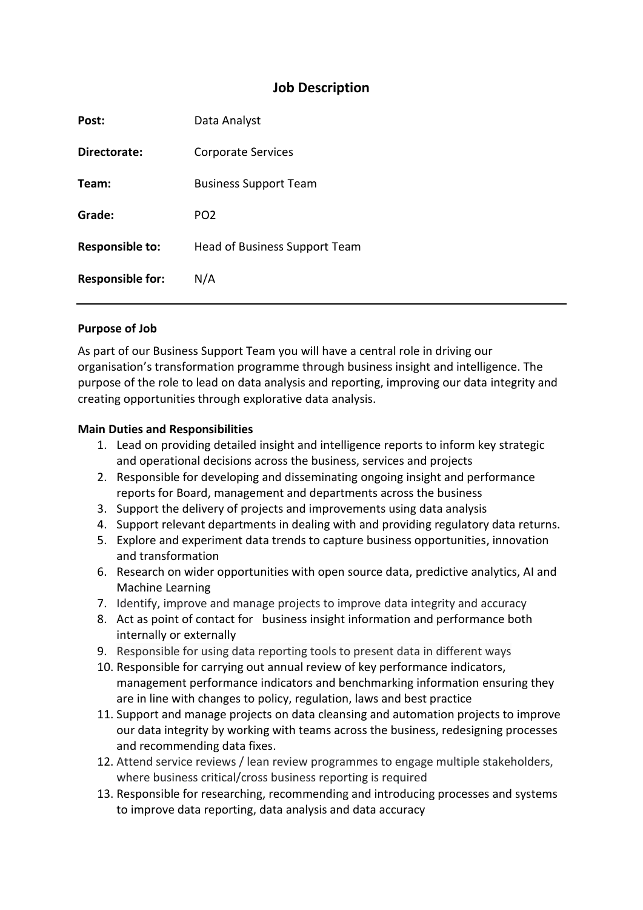# Job Description

| | |
|---|---|
| **Post:** | Data Analyst |
| **Directorate:** | Corporate Services |
| **Team:** | Business Support Team |
| **Grade:** | PO2 |
| **Responsible to:** | Head of Business Support Team |
| **Responsible for:** | N/A |

---

**Purpose of Job**

As part of our Business Support Team you will have a central role in driving our organisation's transformation programme through business insight and intelligence. The purpose of the role to lead on data analysis and reporting, improving our data integrity and creating opportunities through explorative data analysis.

**Main Duties and Responsibilities**

1. Lead on providing detailed insight and intelligence reports to inform key strategic and operational decisions across the business, services and projects
2. Responsible for developing and disseminating ongoing insight and performance reports for Board, management and departments across the business
3. Support the delivery of projects and improvements using data analysis
4. Support relevant departments in dealing with and providing regulatory data returns.
5. Explore and experiment data trends to capture business opportunities, innovation and transformation
6. Research on wider opportunities with open source data, predictive analytics, AI and Machine Learning
7. Identify, improve and manage projects to improve data integrity and accuracy
8. Act as point of contact for business insight information and performance both internally or externally
9. Responsible for using data reporting tools to present data in different ways
10. Responsible for carrying out annual review of key performance indicators, management performance indicators and benchmarking information ensuring they are in line with changes to policy, regulation, laws and best practice
11. Support and manage projects on data cleansing and automation projects to improve our data integrity by working with teams across the business, redesigning processes and recommending data fixes.
12. Attend service reviews / lean review programmes to engage multiple stakeholders, where business critical/cross business reporting is required
13. Responsible for researching, recommending and introducing processes and systems to improve data reporting, data analysis and data accuracy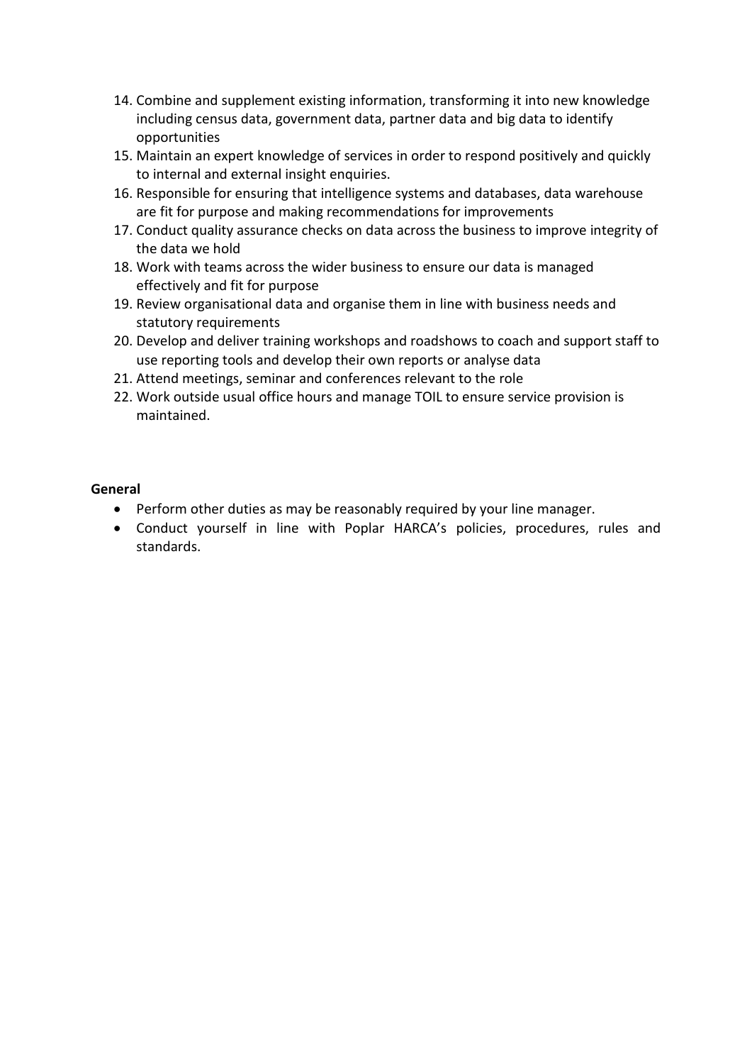14. Combine and supplement existing information, transforming it into new knowledge including census data, government data, partner data and big data to identify opportunities
15. Maintain an expert knowledge of services in order to respond positively and quickly to internal and external insight enquiries.
16. Responsible for ensuring that intelligence systems and databases, data warehouse are fit for purpose and making recommendations for improvements
17. Conduct quality assurance checks on data across the business to improve integrity of the data we hold
18. Work with teams across the wider business to ensure our data is managed effectively and fit for purpose
19. Review organisational data and organise them in line with business needs and statutory requirements
20. Develop and deliver training workshops and roadshows to coach and support staff to use reporting tools and develop their own reports or analyse data
21. Attend meetings, seminar and conferences relevant to the role
22. Work outside usual office hours and manage TOIL to ensure service provision is maintained.

**General**

- Perform other duties as may be reasonably required by your line manager.
- Conduct yourself in line with Poplar HARCA's policies, procedures, rules and standards.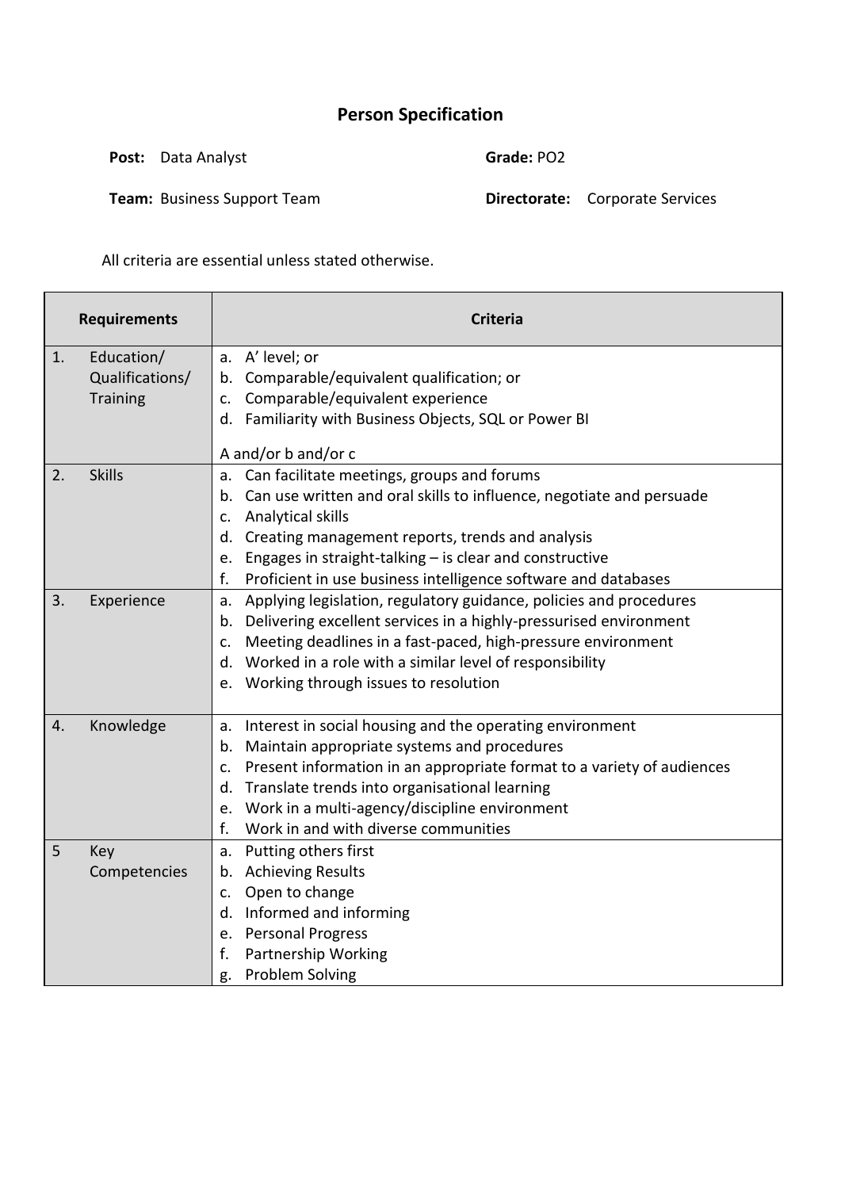# Person Specification

**Post:** Data Analyst **Grade:** PO2

**Team:** Business Support Team **Directorate:** Corporate Services

All criteria are essential unless stated otherwise.

| Requirements | Criteria |
|---|---|
| 1. Education/ Qualifications/ Training | a. A' level; or<br>b. Comparable/equivalent qualification; or<br>c. Comparable/equivalent experience<br>d. Familiarity with Business Objects, SQL or Power BI<br><br>A and/or b and/or c |
| 2. Skills | a. Can facilitate meetings, groups and forums<br>b. Can use written and oral skills to influence, negotiate and persuade<br>c. Analytical skills<br>d. Creating management reports, trends and analysis<br>e. Engages in straight-talking – is clear and constructive<br>f. Proficient in use business intelligence software and databases |
| 3. Experience | a. Applying legislation, regulatory guidance, policies and procedures<br>b. Delivering excellent services in a highly-pressurised environment<br>c. Meeting deadlines in a fast-paced, high-pressure environment<br>d. Worked in a role with a similar level of responsibility<br>e. Working through issues to resolution |
| 4. Knowledge | a. Interest in social housing and the operating environment<br>b. Maintain appropriate systems and procedures<br>c. Present information in an appropriate format to a variety of audiences<br>d. Translate trends into organisational learning<br>e. Work in a multi-agency/discipline environment<br>f. Work in and with diverse communities |
| 5 Key Competencies | a. Putting others first<br>b. Achieving Results<br>c. Open to change<br>d. Informed and informing<br>e. Personal Progress<br>f. Partnership Working<br>g. Problem Solving |